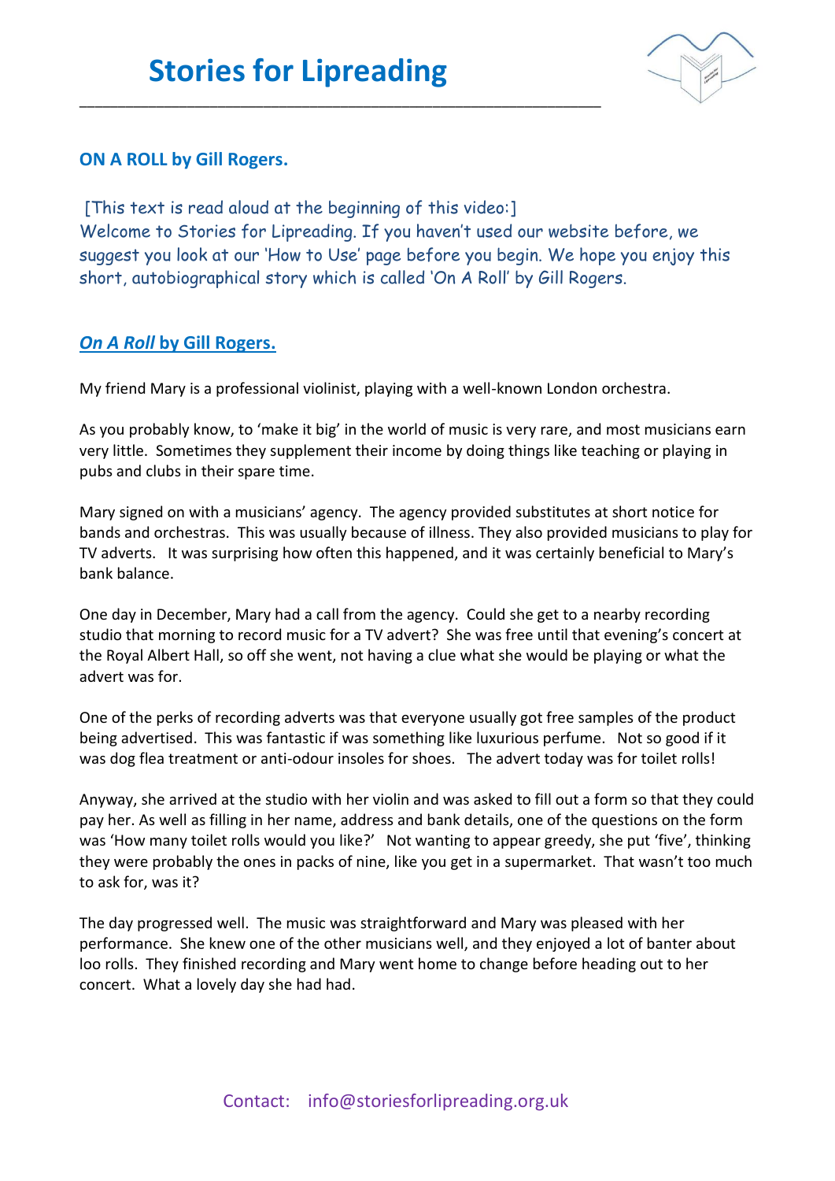# Stories for Lipreading

**ON A ROLL by Gill Rogers.**

[This text is read aloud at the beginning of this video:]
Welcome to Stories for Lipreading. If you haven't used our website before, we suggest you look at our 'How to Use' page before you begin. We hope you enjoy this short, autobiographical story which is called 'On A Roll' by Gill Rogers.

## ***On A Roll* by Gill Rogers.**

My friend Mary is a professional violinist, playing with a well-known London orchestra.

As you probably know, to 'make it big' in the world of music is very rare, and most musicians earn very little. Sometimes they supplement their income by doing things like teaching or playing in pubs and clubs in their spare time.

Mary signed on with a musicians' agency. The agency provided substitutes at short notice for bands and orchestras. This was usually because of illness. They also provided musicians to play for TV adverts. It was surprising how often this happened, and it was certainly beneficial to Mary's bank balance.

One day in December, Mary had a call from the agency. Could she get to a nearby recording studio that morning to record music for a TV advert? She was free until that evening's concert at the Royal Albert Hall, so off she went, not having a clue what she would be playing or what the advert was for.

One of the perks of recording adverts was that everyone usually got free samples of the product being advertised. This was fantastic if was something like luxurious perfume. Not so good if it was dog flea treatment or anti-odour insoles for shoes. The advert today was for toilet rolls!

Anyway, she arrived at the studio with her violin and was asked to fill out a form so that they could pay her. As well as filling in her name, address and bank details, one of the questions on the form was 'How many toilet rolls would you like?' Not wanting to appear greedy, she put 'five', thinking they were probably the ones in packs of nine, like you get in a supermarket. That wasn't too much to ask for, was it?

The day progressed well. The music was straightforward and Mary was pleased with her performance. She knew one of the other musicians well, and they enjoyed a lot of banter about loo rolls. They finished recording and Mary went home to change before heading out to her concert. What a lovely day she had had.

Contact: info@storiesforlipreading.org.uk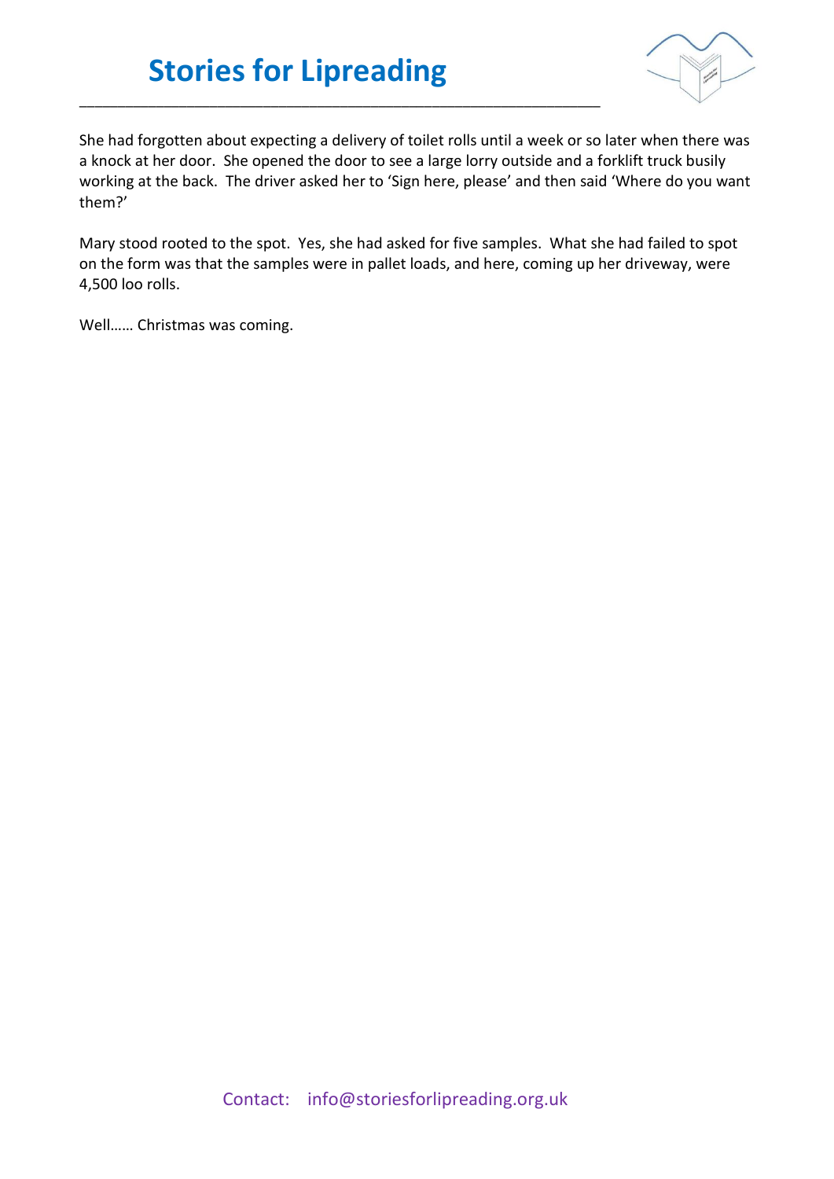She had forgotten about expecting a delivery of toilet rolls until a week or so later when there was a knock at her door. She opened the door to see a large lorry outside and a forklift truck busily working at the back. The driver asked her to 'Sign here, please' and then said 'Where do you want them?'

Mary stood rooted to the spot. Yes, she had asked for five samples. What she had failed to spot on the form was that the samples were in pallet loads, and here, coming up her driveway, were 4,500 loo rolls.

Well…… Christmas was coming.